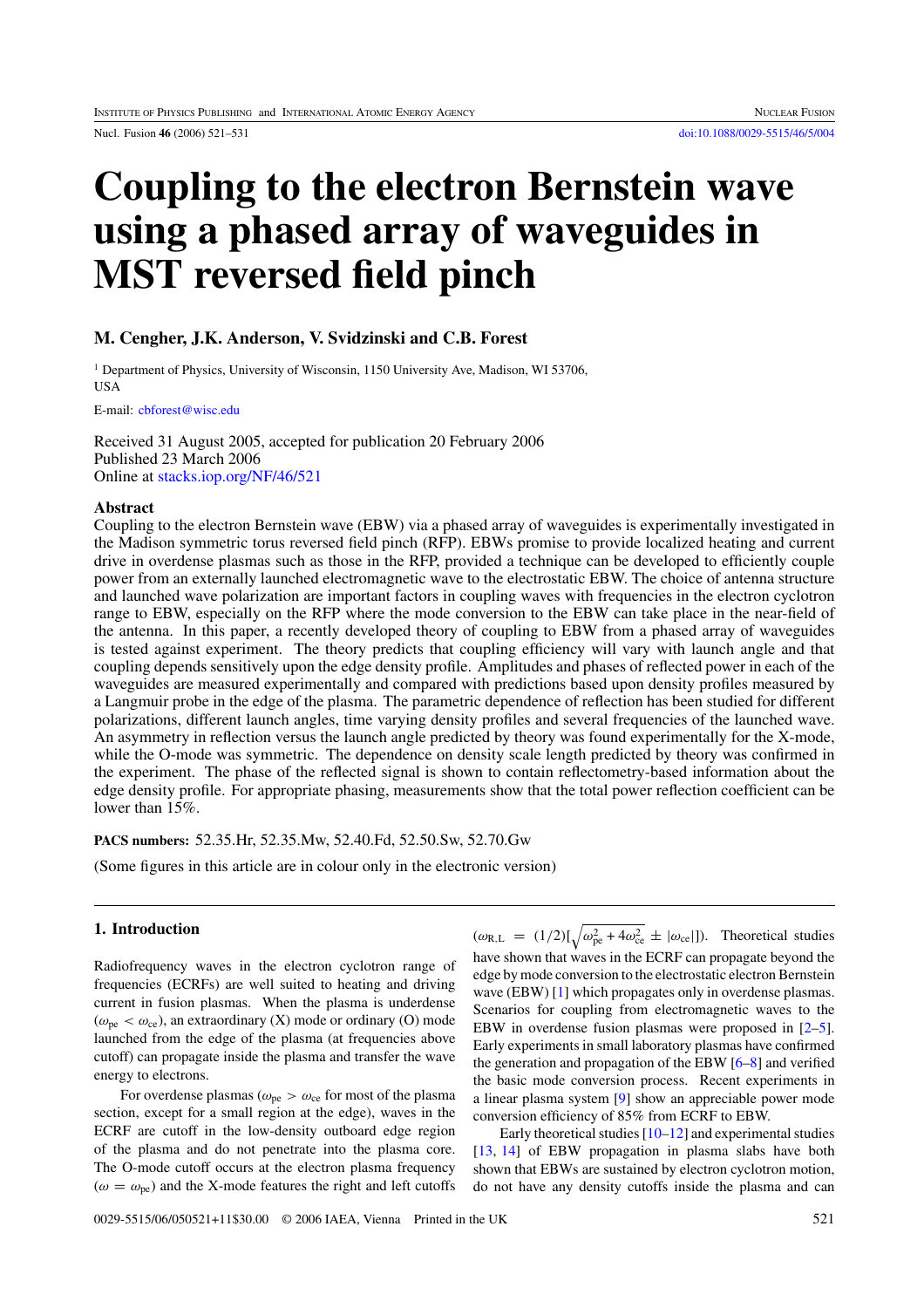# Coupling to the electron Bernstein wave using a phased array of waveguides in MST reversed field pinch

**M. Cengher, J.K. Anderson, V. Svidzinski and C.B. Forest**

[1] Department of Physics, University of Wisconsin, 1150 University Ave, Madison, WI 53706, USA

E-mail: cbforest@wisc.edu

Received 31 August 2005, accepted for publication 20 February 2006
Published 23 March 2006
Online at stacks.iop.org/NF/46/521

### Abstract

Coupling to the electron Bernstein wave (EBW) via a phased array of waveguides is experimentally investigated in the Madison symmetric torus reversed field pinch (RFP). EBWs promise to provide localized heating and current drive in overdense plasmas such as those in the RFP, provided a technique can be developed to efficiently couple power from an externally launched electromagnetic wave to the electrostatic EBW. The choice of antenna structure and launched wave polarization are important factors in coupling waves with frequencies in the electron cyclotron range to EBW, especially on the RFP where the mode conversion to the EBW can take place in the near-field of the antenna. In this paper, a recently developed theory of coupling to EBW from a phased array of waveguides is tested against experiment. The theory predicts that coupling efficiency will vary with launch angle and that coupling depends sensitively upon the edge density profile. Amplitudes and phases of reflected power in each of the waveguides are measured experimentally and compared with predictions based upon density profiles measured by a Langmuir probe in the edge of the plasma. The parametric dependence of reflection has been studied for different polarizations, different launch angles, time varying density profiles and several frequencies of the launched wave. An asymmetry in reflection versus the launch angle predicted by theory was found experimentally for the X-mode, while the O-mode was symmetric. The dependence on density scale length predicted by theory was confirmed in the experiment. The phase of the reflected signal is shown to contain reflectometry-based information about the edge density profile. For appropriate phasing, measurements show that the total power reflection coefficient can be lower than 15%.

**PACS numbers:** 52.35.Hr, 52.35.Mw, 52.40.Fd, 52.50.Sw, 52.70.Gw

(Some figures in this article are in colour only in the electronic version)

## 1. Introduction

Radiofrequency waves in the electron cyclotron range of frequencies (ECRFs) are well suited to heating and driving current in fusion plasmas. When the plasma is underdense ($\omega_{pe} < \omega_{ce}$), an extraordinary (X) mode or ordinary (O) mode launched from the edge of the plasma (at frequencies above cutoff) can propagate inside the plasma and transfer the wave energy to electrons.

For overdense plasmas ($\omega_{pe} > \omega_{ce}$ for most of the plasma section, except for a small region at the edge), waves in the ECRF are cutoff in the low-density outboard edge region of the plasma and do not penetrate into the plasma core. The O-mode cutoff occurs at the electron plasma frequency ($\omega = \omega_{pe}$) and the X-mode features the right and left cutoffs ($\omega_{R,L} = (1/2)[\sqrt{\omega_{pe}^2 + 4\omega_{ce}^2} \pm |\omega_{ce}|]$). Theoretical studies have shown that waves in the ECRF can propagate beyond the edge by mode conversion to the electrostatic electron Bernstein wave (EBW) [1] which propagates only in overdense plasmas. Scenarios for coupling from electromagnetic waves to the EBW in overdense fusion plasmas were proposed in [2–5]. Early experiments in small laboratory plasmas have confirmed the generation and propagation of the EBW [6–8] and verified the basic mode conversion process. Recent experiments in a linear plasma system [9] show an appreciable power mode conversion efficiency of 85% from ECRF to EBW.

Early theoretical studies [10–12] and experimental studies [13, 14] of EBW propagation in plasma slabs have both shown that EBWs are sustained by electron cyclotron motion, do not have any density cutoffs inside the plasma and can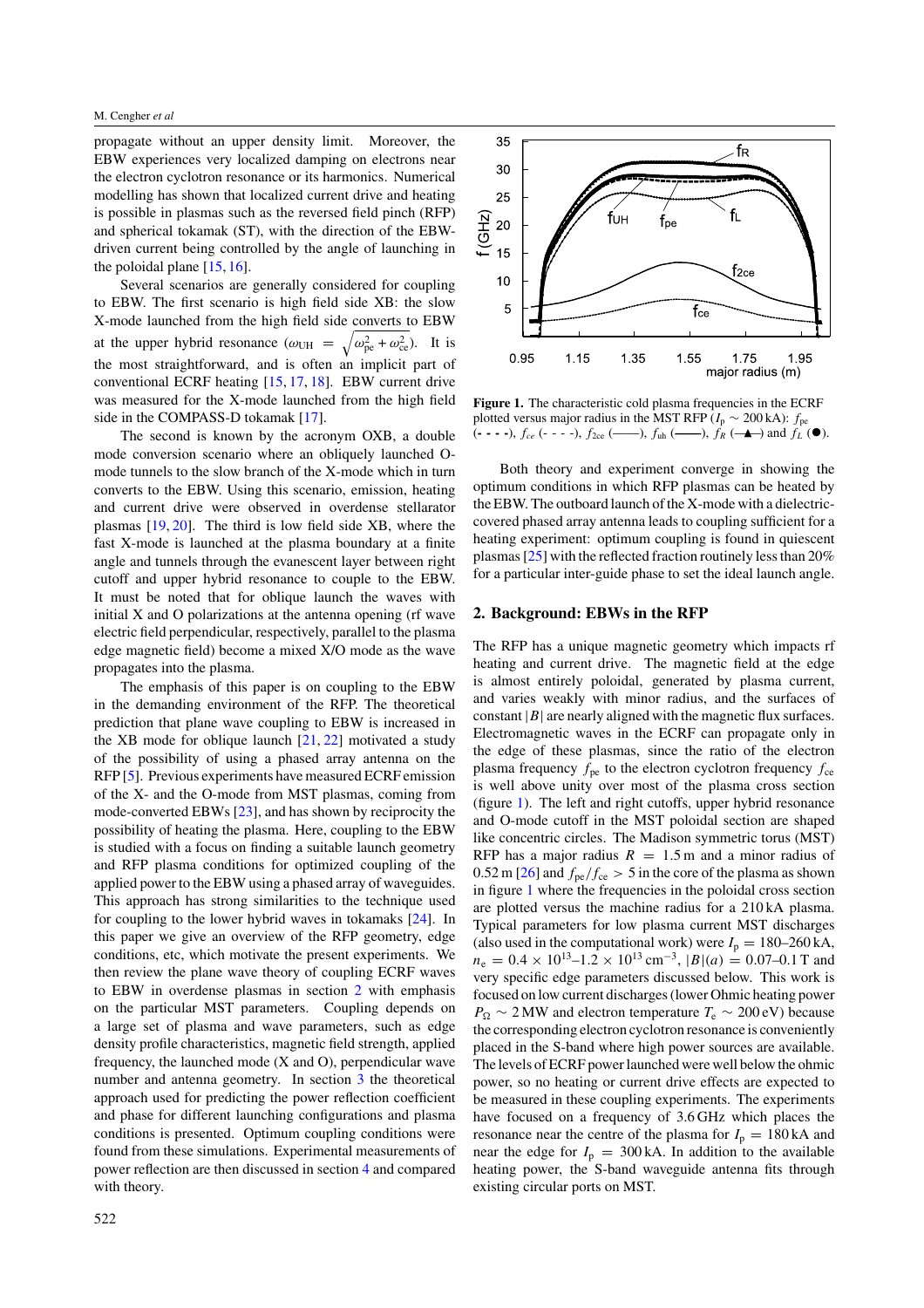propagate without an upper density limit. Moreover, the EBW experiences very localized damping on electrons near the electron cyclotron resonance or its harmonics. Numerical modelling has shown that localized current drive and heating is possible in plasmas such as the reversed field pinch (RFP) and spherical tokamak (ST), with the direction of the EBW-driven current being controlled by the angle of launching in the poloidal plane [15, 16].

Several scenarios are generally considered for coupling to EBW. The first scenario is high field side XB: the slow X-mode launched from the high field side converts to EBW at the upper hybrid resonance ($\omega_{\mathrm{UH}} = \sqrt{\omega_{\mathrm{pe}}^2 + \omega_{\mathrm{ce}}^2}$). It is the most straightforward, and is often an implicit part of conventional ECRF heating [15, 17, 18]. EBW current drive was measured for the X-mode launched from the high field side in the COMPASS-D tokamak [17].

The second is known by the acronym OXB, a double mode conversion scenario where an obliquely launched O-mode tunnels to the slow branch of the X-mode which in turn converts to the EBW. Using this scenario, emission, heating and current drive were observed in overdense stellarator plasmas [19, 20]. The third is low field side XB, where the fast X-mode is launched at the plasma boundary at a finite angle and tunnels through the evanescent layer between right cutoff and upper hybrid resonance to couple to the EBW. It must be noted that for oblique launch the waves with initial X and O polarizations at the antenna opening (rf wave electric field perpendicular, respectively, parallel to the plasma edge magnetic field) become a mixed X/O mode as the wave propagates into the plasma.

The emphasis of this paper is on coupling to the EBW in the demanding environment of the RFP. The theoretical prediction that plane wave coupling to EBW is increased in the XB mode for oblique launch [21, 22] motivated a study of the possibility of using a phased array antenna on the RFP [5]. Previous experiments have measured ECRF emission of the X- and the O-mode from MST plasmas, coming from mode-converted EBWs [23], and has shown by reciprocity the possibility of heating the plasma. Here, coupling to the EBW is studied with a focus on finding a suitable launch geometry and RFP plasma conditions for optimized coupling of the applied power to the EBW using a phased array of waveguides. This approach has strong similarities to the technique used for coupling to the lower hybrid waves in tokamaks [24]. In this paper we give an overview of the RFP geometry, edge conditions, etc, which motivate the present experiments. We then review the plane wave theory of coupling ECRF waves to EBW in overdense plasmas in section 2 with emphasis on the particular MST parameters. Coupling depends on a large set of plasma and wave parameters, such as edge density profile characteristics, magnetic field strength, applied frequency, the launched mode (X and O), perpendicular wave number and antenna geometry. In section 3 the theoretical approach used for predicting the power reflection coefficient and phase for different launching configurations and plasma conditions is presented. Optimum coupling conditions were found from these simulations. Experimental measurements of power reflection are then discussed in section 4 and compared with theory.

**Figure 1.** The characteristic cold plasma frequencies in the ECRF plotted versus major radius in the MST RFP ($I_{\mathrm{p}} \sim 200$ kA): $f_{\mathrm{pe}}$ (- - - -), $f_{ce}$ (- - - -), $f_{2ce}$ (——), $f_{\mathrm{uh}}$ (——), $f_R$ (—▲—) and $f_L$ (●).

Both theory and experiment converge in showing the optimum conditions in which RFP plasmas can be heated by the EBW. The outboard launch of the X-mode with a dielectric-covered phased array antenna leads to coupling sufficient for a heating experiment: optimum coupling is found in quiescent plasmas [25] with the reflected fraction routinely less than 20% for a particular inter-guide phase to set the ideal launch angle.

## 2. Background: EBWs in the RFP

The RFP has a unique magnetic geometry which impacts rf heating and current drive. The magnetic field at the edge is almost entirely poloidal, generated by plasma current, and varies weakly with minor radius, and the surfaces of constant $|B|$ are nearly aligned with the magnetic flux surfaces. Electromagnetic waves in the ECRF can propagate only in the edge of these plasmas, since the ratio of the electron plasma frequency $f_{\mathrm{pe}}$ to the electron cyclotron frequency $f_{\mathrm{ce}}$ is well above unity over most of the plasma cross section (figure 1). The left and right cutoffs, upper hybrid resonance and O-mode cutoff in the MST poloidal section are shaped like concentric circles. The Madison symmetric torus (MST) RFP has a major radius $R = 1.5$ m and a minor radius of 0.52 m [26] and $f_{\mathrm{pe}}/f_{\mathrm{ce}} > 5$ in the core of the plasma as shown in figure 1 where the frequencies in the poloidal cross section are plotted versus the machine radius for a 210 kA plasma. Typical parameters for low plasma current MST discharges (also used in the computational work) were $I_{\mathrm{p}} = 180$–$260$ kA, $n_{\mathrm{e}} = 0.4 \times 10^{13}$–$1.2 \times 10^{13}$ cm$^{-3}$, $|B|(a) = 0.07$–$0.1$ T and very specific edge parameters discussed below. This work is focused on low current discharges (lower Ohmic heating power $P_{\Omega} \sim 2$ MW and electron temperature $T_{\mathrm{e}} \sim 200$ eV) because the corresponding electron cyclotron resonance is conveniently placed in the S-band where high power sources are available. The levels of ECRF power launched were well below the ohmic power, so no heating or current drive effects are expected to be measured in these coupling experiments. The experiments have focused on a frequency of 3.6 GHz which places the resonance near the centre of the plasma for $I_{\mathrm{p}} = 180$ kA and near the edge for $I_{\mathrm{p}} = 300$ kA. In addition to the available heating power, the S-band waveguide antenna fits through existing circular ports on MST.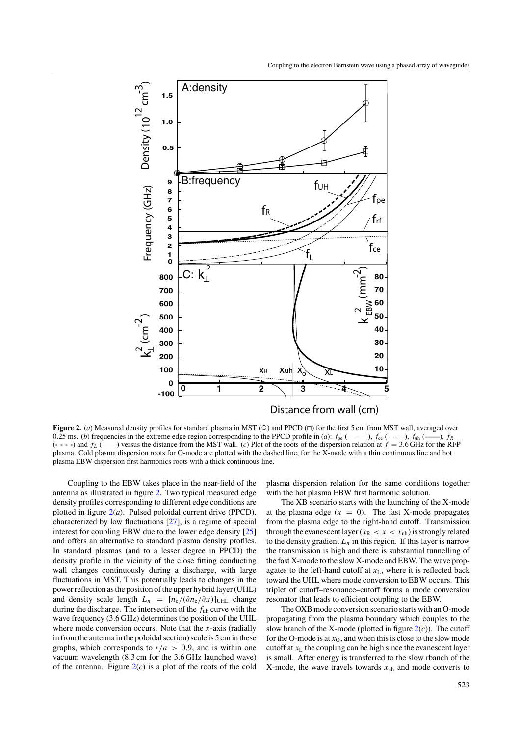**Figure 2.** (*a*) Measured density profiles for standard plasma in MST (○) and PPCD (□) for the first 5 cm from MST wall, averaged over 0.25 ms. (*b*) frequencies in the extreme edge region corresponding to the PPCD profile in (*a*): $f_{pe}$ (— · —), $f_{ce}$ (- - - -), $f_{uh}$ (——), $f_R$ (- - - -) and $f_L$ (——) versus the distance from the MST wall. (*c*) Plot of the roots of the dispersion relation at $f = 3.6$ GHz for the RFP plasma. Cold plasma dispersion roots for O-mode are plotted with the dashed line, for the X-mode with a thin continuous line and hot plasma EBW dispersion first harmonics roots with a thick continuous line.

Coupling to the EBW takes place in the near-field of the antenna as illustrated in figure 2. Two typical measured edge density profiles corresponding to different edge conditions are plotted in figure 2(*a*). Pulsed poloidal current drive (PPCD), characterized by low fluctuations [27], is a regime of special interest for coupling EBW due to the lower edge density [25] and offers an alternative to standard plasma density profiles. In standard plasmas (and to a lesser degree in PPCD) the density profile in the vicinity of the close fitting conducting wall changes continuously during a discharge, with large fluctuations in MST. This potentially leads to changes in the power reflection as the position of the upper hybrid layer (UHL) and density scale length $L_n = [n_e/(\partial n_e/\partial x)]_{\mathrm{UHL}}$ change during the discharge. The intersection of the $f_{uh}$ curve with the wave frequency (3.6 GHz) determines the position of the UHL where mode conversion occurs. Note that the *x*-axis (radially in from the antenna in the poloidal section) scale is 5 cm in these graphs, which corresponds to $r/a > 0.9$, and is within one vacuum wavelength (8.3 cm for the 3.6 GHz launched wave) of the antenna. Figure 2(*c*) is a plot of the roots of the cold plasma dispersion relation for the same conditions together with the hot plasma EBW first harmonic solution.

The XB scenario starts with the launching of the X-mode at the plasma edge ($x = 0$). The fast X-mode propagates from the plasma edge to the right-hand cutoff. Transmission through the evanescent layer ($x_R < x < x_{uh}$) is strongly related to the density gradient $L_n$ in this region. If this layer is narrow the transmission is high and there is substantial tunnelling of the fast X-mode to the slow X-mode and EBW. The wave propagates to the left-hand cutoff at $x_L$, where it is reflected back toward the UHL where mode conversion to EBW occurs. This triplet of cutoff–resonance–cutoff forms a mode conversion resonator that leads to efficient coupling to the EBW.

The OXB mode conversion scenario starts with an O-mode propagating from the plasma boundary which couples to the slow branch of the X-mode (plotted in figure 2(*c*)). The cutoff for the O-mode is at $x_O$, and when this is close to the slow mode cutoff at $x_L$ the coupling can be high since the evanescent layer is small. After energy is transferred to the slow rbanch of the X-mode, the wave travels towards $x_{uh}$ and mode converts to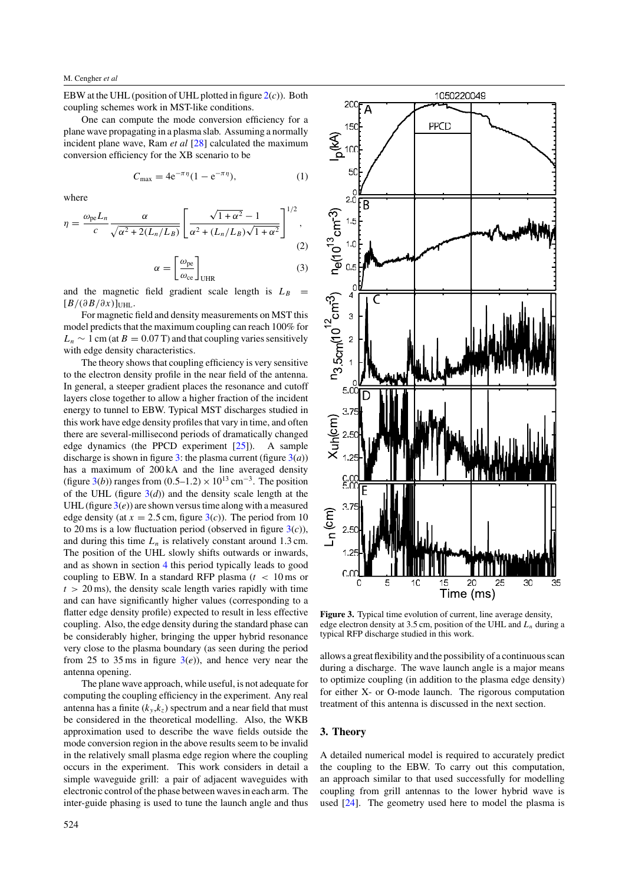EBW at the UHL (position of UHL plotted in figure 2(*c*)). Both coupling schemes work in MST-like conditions.

One can compute the mode conversion efficiency for a plane wave propagating in a plasma slab. Assuming a normally incident plane wave, Ram *et al* [28] calculated the maximum conversion efficiency for the XB scenario to be

$$C_{\max} = 4e^{-\pi\eta}(1 - e^{-\pi\eta}), \tag{1}$$

where

$$\eta = \frac{\omega_{\rm pe} L_n}{c} \frac{\alpha}{\sqrt{\alpha^2 + 2(L_n/L_B)}} \left[ \frac{\sqrt{1+\alpha^2} - 1}{\alpha^2 + (L_n/L_B)\sqrt{1+\alpha^2}} \right]^{1/2}, \tag{2}$$

$$\alpha = \left[ \frac{\omega_{\rm pe}}{\omega_{\rm ce}} \right]_{\rm UHR} \tag{3}$$

and the magnetic field gradient scale length is $L_B = [B/(\partial B/\partial x)]_{\rm UHL}$.

For magnetic field and density measurements on MST this model predicts that the maximum coupling can reach 100% for $L_n \sim 1$ cm (at $B = 0.07$ T) and that coupling varies sensitively with edge density characteristics.

The theory shows that coupling efficiency is very sensitive to the electron density profile in the near field of the antenna. In general, a steeper gradient places the resonance and cutoff layers close together to allow a higher fraction of the incident energy to tunnel to EBW. Typical MST discharges studied in this work have edge density profiles that vary in time, and often there are several-millisecond periods of dramatically changed edge dynamics (the PPCD experiment [25]). A sample discharge is shown in figure 3: the plasma current (figure 3(*a*)) has a maximum of 200 kA and the line averaged density (figure 3(*b*)) ranges from $(0.5\text{–}1.2) \times 10^{13}$ cm$^{-3}$. The position of the UHL (figure 3(*d*)) and the density scale length at the UHL (figure 3(*e*)) are shown versus time along with a measured edge density (at $x = 2.5$ cm, figure 3(*c*)). The period from 10 to 20 ms is a low fluctuation period (observed in figure 3(*c*)), and during this time $L_n$ is relatively constant around 1.3 cm. The position of the UHL slowly shifts outwards or inwards, and as shown in section 4 this period typically leads to good coupling to EBW. In a standard RFP plasma ($t < 10$ ms or $t > 20$ ms), the density scale length varies rapidly with time and can have significantly higher values (corresponding to a flatter edge density profile) expected to result in less effective coupling. Also, the edge density during the standard phase can be considerably higher, bringing the upper hybrid resonance very close to the plasma boundary (as seen during the period from 25 to 35 ms in figure 3(*e*)), and hence very near the antenna opening.

The plane wave approach, while useful, is not adequate for computing the coupling efficiency in the experiment. Any real antenna has a finite $(k_y, k_z)$ spectrum and a near field that must be considered in the theoretical modelling. Also, the WKB approximation used to describe the wave fields outside the mode conversion region in the above results seem to be invalid in the relatively small plasma edge region where the coupling occurs in the experiment. This work considers in detail a simple waveguide grill: a pair of adjacent waveguides with electronic control of the phase between waves in each arm. The inter-guide phasing is used to tune the launch angle and thus allows a great flexibility and the possibility of a continuous scan during a discharge. The wave launch angle is a major means to optimize coupling (in addition to the plasma edge density) for either X- or O-mode launch. The rigorous computation treatment of this antenna is discussed in the next section.

**Figure 3.** Typical time evolution of current, line average density, edge electron density at 3.5 cm, position of the UHL and $L_n$ during a typical RFP discharge studied in this work.

## 3. Theory

A detailed numerical model is required to accurately predict the coupling to the EBW. To carry out this computation, an approach similar to that used successfully for modelling coupling from grill antennas to the lower hybrid wave is used [24]. The geometry used here to model the plasma is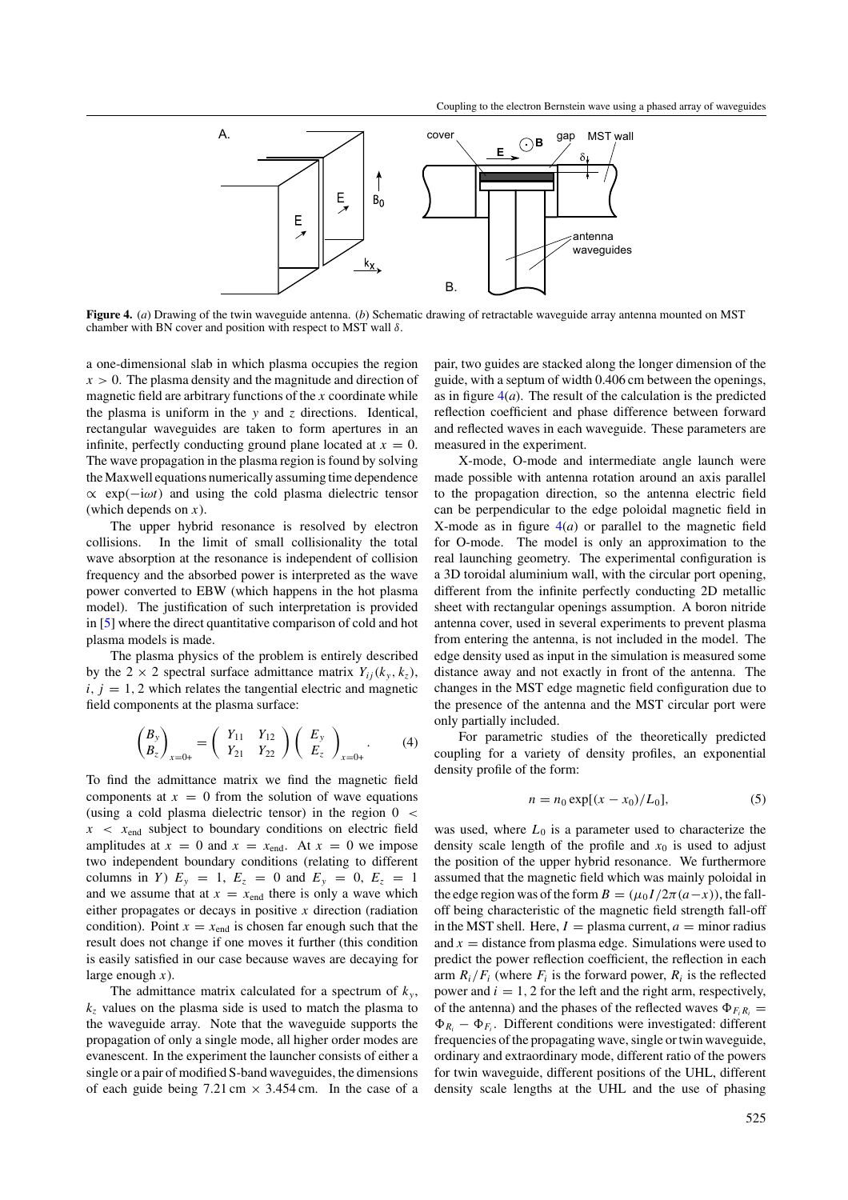**Figure 4.** (*a*) Drawing of the twin waveguide antenna. (*b*) Schematic drawing of retractable waveguide array antenna mounted on MST chamber with BN cover and position with respect to MST wall $\delta$.

a one-dimensional slab in which plasma occupies the region $x > 0$. The plasma density and the magnitude and direction of magnetic field are arbitrary functions of the $x$ coordinate while the plasma is uniform in the $y$ and $z$ directions. Identical, rectangular waveguides are taken to form apertures in an infinite, perfectly conducting ground plane located at $x = 0$. The wave propagation in the plasma region is found by solving the Maxwell equations numerically assuming time dependence $\propto \exp(-i\omega t)$ and using the cold plasma dielectric tensor (which depends on $x$).

The upper hybrid resonance is resolved by electron collisions. In the limit of small collisionality the total wave absorption at the resonance is independent of collision frequency and the absorbed power is interpreted as the wave power converted to EBW (which happens in the hot plasma model). The justification of such interpretation is provided in [5] where the direct quantitative comparison of cold and hot plasma models is made.

The plasma physics of the problem is entirely described by the $2 \times 2$ spectral surface admittance matrix $Y_{ij}(k_y, k_z)$, $i, j = 1, 2$ which relates the tangential electric and magnetic field components at the plasma surface:

$$\begin{pmatrix} B_y \\ B_z \end{pmatrix}_{x=0+} = \begin{pmatrix} Y_{11} & Y_{12} \\ Y_{21} & Y_{22} \end{pmatrix} \begin{pmatrix} E_y \\ E_z \end{pmatrix}_{x=0+}. \tag{4}$$

To find the admittance matrix we find the magnetic field components at $x = 0$ from the solution of wave equations (using a cold plasma dielectric tensor) in the region $0 < x < x_{\text{end}}$ subject to boundary conditions on electric field amplitudes at $x = 0$ and $x = x_{\text{end}}$. At $x = 0$ we impose two independent boundary conditions (relating to different columns in $Y$) $E_y = 1$, $E_z = 0$ and $E_y = 0$, $E_z = 1$ and we assume that at $x = x_{\text{end}}$ there is only a wave which either propagates or decays in positive $x$ direction (radiation condition). Point $x = x_{\text{end}}$ is chosen far enough such that the result does not change if one moves it further (this condition is easily satisfied in our case because waves are decaying for large enough $x$).

The admittance matrix calculated for a spectrum of $k_y$, $k_z$ values on the plasma side is used to match the plasma to the waveguide array. Note that the waveguide supports the propagation of only a single mode, all higher order modes are evanescent. In the experiment the launcher consists of either a single or a pair of modified S-band waveguides, the dimensions of each guide being 7.21 cm $\times$ 3.454 cm. In the case of a pair, two guides are stacked along the longer dimension of the guide, with a septum of width 0.406 cm between the openings, as in figure 4(*a*). The result of the calculation is the predicted reflection coefficient and phase difference between forward and reflected waves in each waveguide. These parameters are measured in the experiment.

X-mode, O-mode and intermediate angle launch were made possible with antenna rotation around an axis parallel to the propagation direction, so the antenna electric field can be perpendicular to the edge poloidal magnetic field in X-mode as in figure 4(*a*) or parallel to the magnetic field for O-mode. The model is only an approximation to the real launching geometry. The experimental configuration is a 3D toroidal aluminium wall, with the circular port opening, different from the infinite perfectly conducting 2D metallic sheet with rectangular openings assumption. A boron nitride antenna cover, used in several experiments to prevent plasma from entering the antenna, is not included in the model. The edge density used as input in the simulation is measured some distance away and not exactly in front of the antenna. The changes in the MST edge magnetic field configuration due to the presence of the antenna and the MST circular port were only partially included.

For parametric studies of the theoretically predicted coupling for a variety of density profiles, an exponential density profile of the form:

$$n = n_0 \exp[(x - x_0)/L_0], \tag{5}$$

was used, where $L_0$ is a parameter used to characterize the density scale length of the profile and $x_0$ is used to adjust the position of the upper hybrid resonance. We furthermore assumed that the magnetic field was mainly poloidal in the edge region was of the form $B = (\mu_0 I / 2\pi(a - x))$, the fall-off being characteristic of the magnetic field strength fall-off in the MST shell. Here, $I$ = plasma current, $a$ = minor radius and $x$ = distance from plasma edge. Simulations were used to predict the power reflection coefficient, the reflection in each arm $R_i/F_i$ (where $F_i$ is the forward power, $R_i$ is the reflected power and $i = 1, 2$ for the left and the right arm, respectively, of the antenna) and the phases of the reflected waves $\Phi_{F_i R_i} = \Phi_{R_i} - \Phi_{F_i}$. Different conditions were investigated: different frequencies of the propagating wave, single or twin waveguide, ordinary and extraordinary mode, different ratio of the powers for twin waveguide, different positions of the UHL, different density scale lengths at the UHL and the use of phasing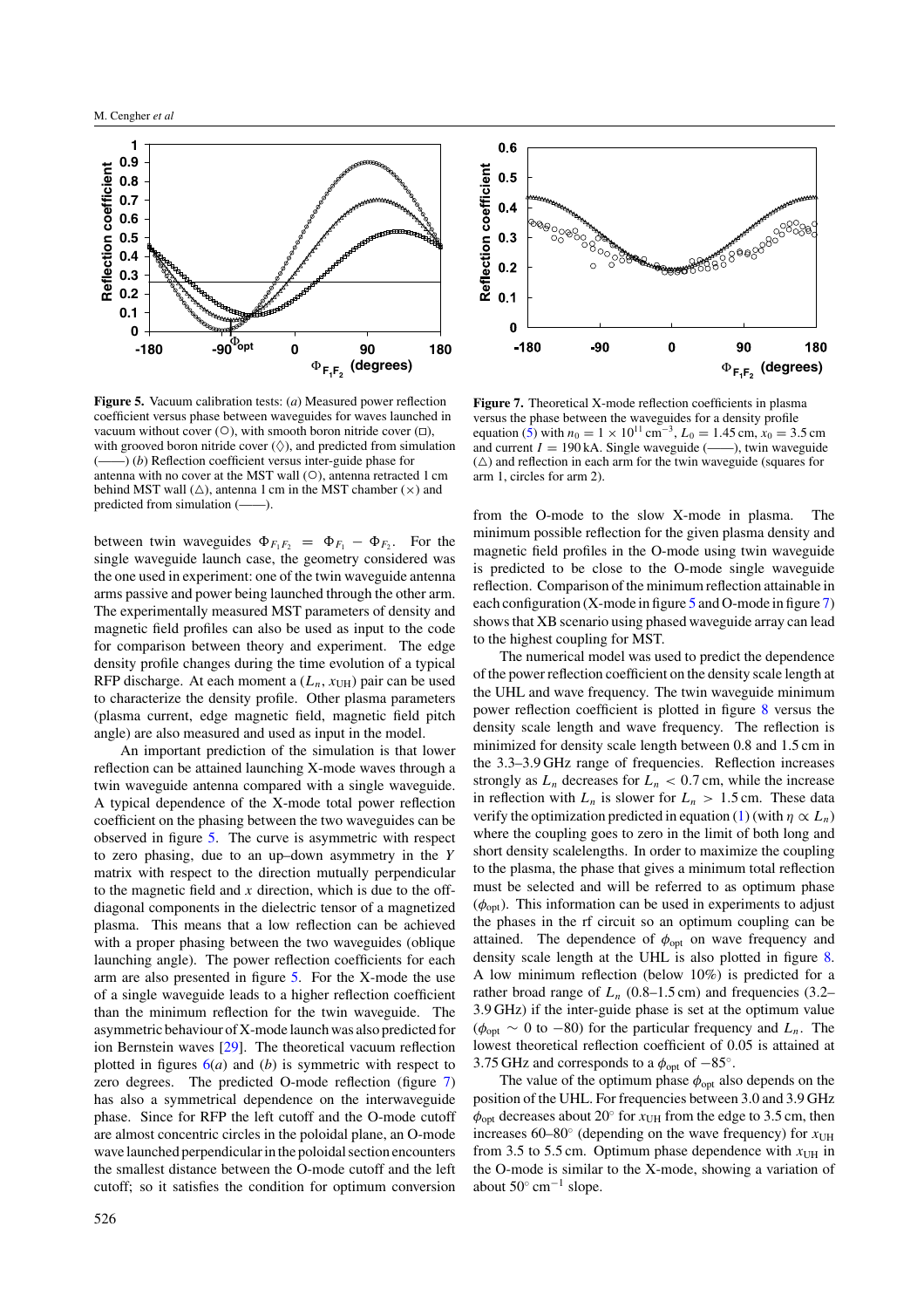**Figure 5.** Vacuum calibration tests: (*a*) Measured power reflection coefficient versus phase between waveguides for waves launched in vacuum without cover (○), with smooth boron nitride cover (□), with grooved boron nitride cover (◊), and predicted from simulation (——) (*b*) Reflection coefficient versus inter-guide phase for antenna with no cover at the MST wall (○), antenna retracted 1 cm behind MST wall (△), antenna 1 cm in the MST chamber (×) and predicted from simulation (——).

**Figure 7.** Theoretical X-mode reflection coefficients in plasma versus the phase between the waveguides for a density profile equation (5) with $n_0 = 1 \times 10^{11}\,\mathrm{cm}^{-3}$, $L_0 = 1.45\,\mathrm{cm}$, $x_0 = 3.5\,\mathrm{cm}$ and current $I = 190\,\mathrm{kA}$. Single waveguide (——), twin waveguide (△) and reflection in each arm for the twin waveguide (squares for arm 1, circles for arm 2).

between twin waveguides $\Phi_{F_1F_2} = \Phi_{F_1} - \Phi_{F_2}$. For the single waveguide launch case, the geometry considered was the one used in experiment: one of the twin waveguide antenna arms passive and power being launched through the other arm. The experimentally measured MST parameters of density and magnetic field profiles can also be used as input to the code for comparison between theory and experiment. The edge density profile changes during the time evolution of a typical RFP discharge. At each moment a $(L_n, x_{\mathrm{UH}})$ pair can be used to characterize the density profile. Other plasma parameters (plasma current, edge magnetic field, magnetic field pitch angle) are also measured and used as input in the model.

An important prediction of the simulation is that lower reflection can be attained launching X-mode waves through a twin waveguide antenna compared with a single waveguide. A typical dependence of the X-mode total power reflection coefficient on the phasing between the two waveguides can be observed in figure 5. The curve is asymmetric with respect to zero phasing, due to an up–down asymmetry in the $Y$ matrix with respect to the direction mutually perpendicular to the magnetic field and $x$ direction, which is due to the off-diagonal components in the dielectric tensor of a magnetized plasma. This means that a low reflection can be achieved with a proper phasing between the two waveguides (oblique launching angle). The power reflection coefficients for each arm are also presented in figure 5. For the X-mode the use of a single waveguide leads to a higher reflection coefficient than the minimum reflection for the twin waveguide. The asymmetric behaviour of X-mode launch was also predicted for ion Bernstein waves [29]. The theoretical vacuum reflection plotted in figures 6(*a*) and (*b*) is symmetric with respect to zero degrees. The predicted O-mode reflection (figure 7) has also a symmetrical dependence on the interwaveguide phase. Since for RFP the left cutoff and the O-mode cutoff are almost concentric circles in the poloidal plane, an O-mode wave launched perpendicular in the poloidal section encounters the smallest distance between the O-mode cutoff and the left cutoff; so it satisfies the condition for optimum conversion from the O-mode to the slow X-mode in plasma. The minimum possible reflection for the given plasma density and magnetic field profiles in the O-mode using twin waveguide is predicted to be close to the O-mode single waveguide reflection. Comparison of the minimum reflection attainable in each configuration (X-mode in figure 5 and O-mode in figure 7) shows that XB scenario using phased waveguide array can lead to the highest coupling for MST.

The numerical model was used to predict the dependence of the power reflection coefficient on the density scale length at the UHL and wave frequency. The twin waveguide minimum power reflection coefficient is plotted in figure 8 versus the density scale length and wave frequency. The reflection is minimized for density scale length between 0.8 and 1.5 cm in the 3.3–3.9 GHz range of frequencies. Reflection increases strongly as $L_n$ decreases for $L_n < 0.7\,\mathrm{cm}$, while the increase in reflection with $L_n$ is slower for $L_n > 1.5\,\mathrm{cm}$. These data verify the optimization predicted in equation (1) (with $\eta \propto L_n$) where the coupling goes to zero in the limit of both long and short density scalelengths. In order to maximize the coupling to the plasma, the phase that gives a minimum total reflection must be selected and will be referred to as optimum phase ($\phi_{\mathrm{opt}}$). This information can be used in experiments to adjust the phases in the rf circuit so an optimum coupling can be attained. The dependence of $\phi_{\mathrm{opt}}$ on wave frequency and density scale length at the UHL is also plotted in figure 8. A low minimum reflection (below 10%) is predicted for a rather broad range of $L_n$ (0.8–1.5 cm) and frequencies (3.2–3.9 GHz) if the inter-guide phase is set at the optimum value ($\phi_{\mathrm{opt}} \sim 0$ to $-80$) for the particular frequency and $L_n$. The lowest theoretical reflection coefficient of 0.05 is attained at 3.75 GHz and corresponds to a $\phi_{\mathrm{opt}}$ of $-85^\circ$.

The value of the optimum phase $\phi_{\mathrm{opt}}$ also depends on the position of the UHL. For frequencies between 3.0 and 3.9 GHz $\phi_{\mathrm{opt}}$ decreases about 20° for $x_{\mathrm{UH}}$ from the edge to 3.5 cm, then increases 60–80° (depending on the wave frequency) for $x_{\mathrm{UH}}$ from 3.5 to 5.5 cm. Optimum phase dependence with $x_{\mathrm{UH}}$ in the O-mode is similar to the X-mode, showing a variation of about $50^\circ\,\mathrm{cm}^{-1}$ slope.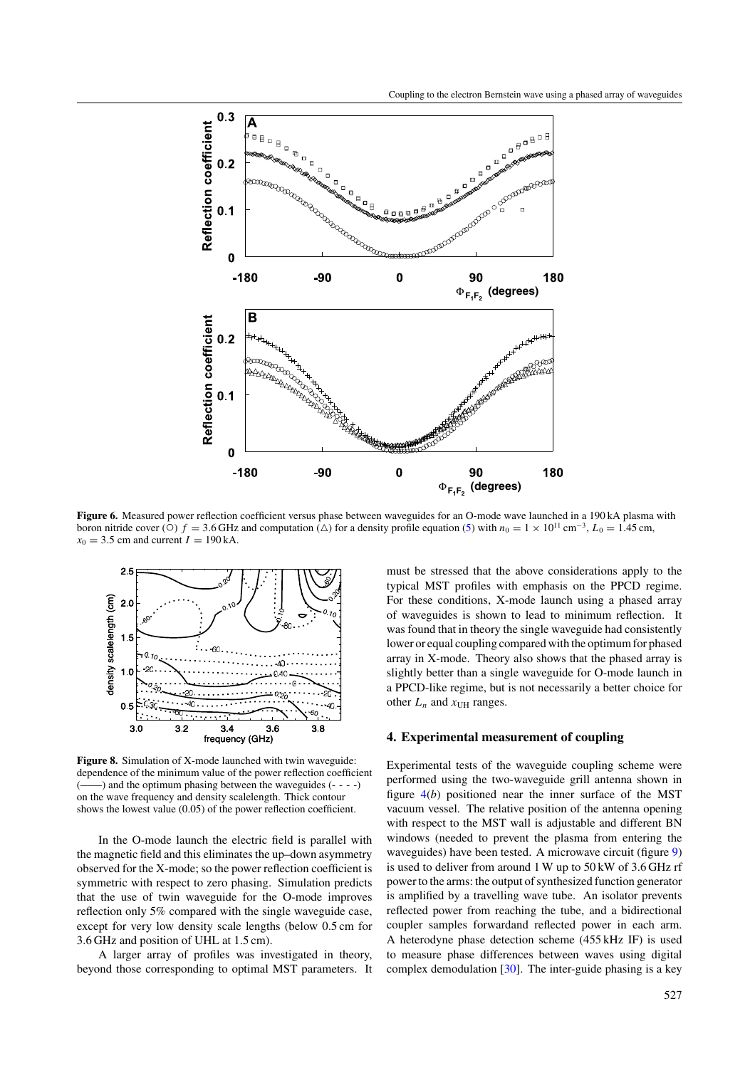**Figure 6.** Measured power reflection coefficient versus phase between waveguides for an O-mode wave launched in a 190 kA plasma with boron nitride cover (○) $f = 3.6$ GHz and computation (△) for a density profile equation (5) with $n_0 = 1 \times 10^{11}$ cm$^{-3}$, $L_0 = 1.45$ cm, $x_0 = 3.5$ cm and current $I = 190$ kA.

**Figure 8.** Simulation of X-mode launched with twin waveguide: dependence of the minimum value of the power reflection coefficient (——) and the optimum phasing between the waveguides (- - - -) on the wave frequency and density scalelength. Thick contour shows the lowest value (0.05) of the power reflection coefficient.

In the O-mode launch the electric field is parallel with the magnetic field and this eliminates the up–down asymmetry observed for the X-mode; so the power reflection coefficient is symmetric with respect to zero phasing. Simulation predicts that the use of twin waveguide for the O-mode improves reflection only 5% compared with the single waveguide case, except for very low density scale lengths (below 0.5 cm for 3.6 GHz and position of UHL at 1.5 cm).

A larger array of profiles was investigated in theory, beyond those corresponding to optimal MST parameters. It must be stressed that the above considerations apply to the typical MST profiles with emphasis on the PPCD regime. For these conditions, X-mode launch using a phased array of waveguides is shown to lead to minimum reflection. It was found that in theory the single waveguide had consistently lower or equal coupling compared with the optimum for phased array in X-mode. Theory also shows that the phased array is slightly better than a single waveguide for O-mode launch in a PPCD-like regime, but is not necessarily a better choice for other $L_n$ and $x_{\rm UH}$ ranges.

## 4. Experimental measurement of coupling

Experimental tests of the waveguide coupling scheme were performed using the two-waveguide grill antenna shown in figure 4(*b*) positioned near the inner surface of the MST vacuum vessel. The relative position of the antenna opening with respect to the MST wall is adjustable and different BN windows (needed to prevent the plasma from entering the waveguides) have been tested. A microwave circuit (figure 9) is used to deliver from around 1 W up to 50 kW of 3.6 GHz rf power to the arms: the output of synthesized function generator is amplified by a travelling wave tube. An isolator prevents reflected power from reaching the tube, and a bidirectional coupler samples forwardand reflected power in each arm. A heterodyne phase detection scheme (455 kHz IF) is used to measure phase differences between waves using digital complex demodulation [30]. The inter-guide phasing is a key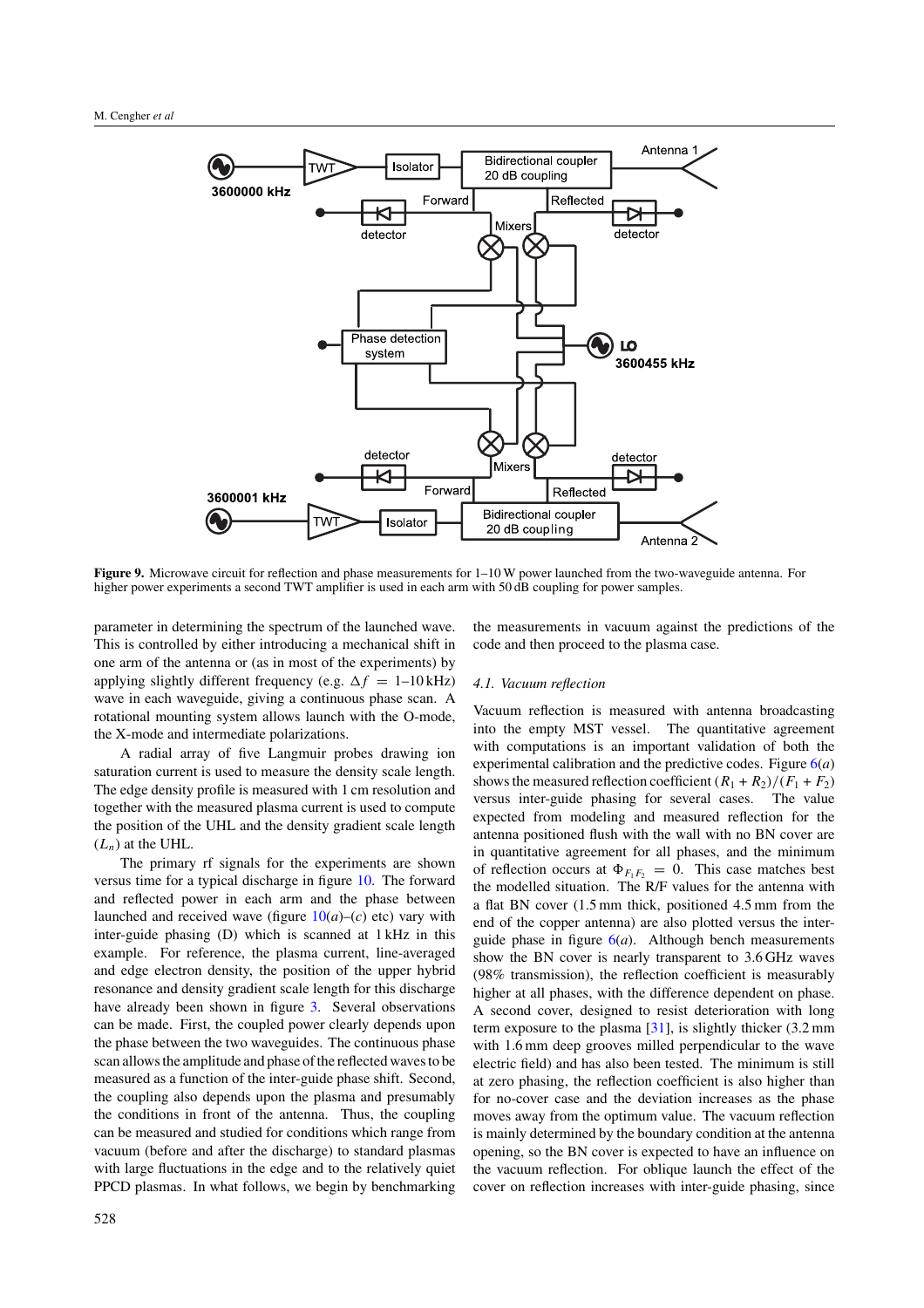**Figure 9.** Microwave circuit for reflection and phase measurements for 1–10 W power launched from the two-waveguide antenna. For higher power experiments a second TWT amplifier is used in each arm with 50 dB coupling for power samples.

parameter in determining the spectrum of the launched wave. This is controlled by either introducing a mechanical shift in one arm of the antenna or (as in most of the experiments) by applying slightly different frequency (e.g. $\Delta f = 1$–$10\,\text{kHz}$) wave in each waveguide, giving a continuous phase scan. A rotational mounting system allows launch with the O-mode, the X-mode and intermediate polarizations.

A radial array of five Langmuir probes drawing ion saturation current is used to measure the density scale length. The edge density profile is measured with 1 cm resolution and together with the measured plasma current is used to compute the position of the UHL and the density gradient scale length ($L_n$) at the UHL.

The primary rf signals for the experiments are shown versus time for a typical discharge in figure 10. The forward and reflected power in each arm and the phase between launched and received wave (figure 10(*a*)–(*c*) etc) vary with inter-guide phasing (D) which is scanned at 1 kHz in this example. For reference, the plasma current, line-averaged and edge electron density, the position of the upper hybrid resonance and density gradient scale length for this discharge have already been shown in figure 3. Several observations can be made. First, the coupled power clearly depends upon the phase between the two waveguides. The continuous phase scan allows the amplitude and phase of the reflected waves to be measured as a function of the inter-guide phase shift. Second, the coupling also depends upon the plasma and presumably the conditions in front of the antenna. Thus, the coupling can be measured and studied for conditions which range from vacuum (before and after the discharge) to standard plasmas with large fluctuations in the edge and to the relatively quiet PPCD plasmas. In what follows, we begin by benchmarking the measurements in vacuum against the predictions of the code and then proceed to the plasma case.

### *4.1. Vacuum reflection*

Vacuum reflection is measured with antenna broadcasting into the empty MST vessel. The quantitative agreement with computations is an important validation of both the experimental calibration and the predictive codes. Figure 6(*a*) shows the measured reflection coefficient $(R_1 + R_2)/(F_1 + F_2)$ versus inter-guide phasing for several cases. The value expected from modeling and measured reflection for the antenna positioned flush with the wall with no BN cover are in quantitative agreement for all phases, and the minimum of reflection occurs at $\Phi_{F_1F_2} = 0$. This case matches best the modelled situation. The R/F values for the antenna with a flat BN cover (1.5 mm thick, positioned 4.5 mm from the end of the copper antenna) are also plotted versus the inter-guide phase in figure 6(*a*). Although bench measurements show the BN cover is nearly transparent to 3.6 GHz waves (98% transmission), the reflection coefficient is measurably higher at all phases, with the difference dependent on phase. A second cover, designed to resist deterioration with long term exposure to the plasma [31], is slightly thicker (3.2 mm with 1.6 mm deep grooves milled perpendicular to the wave electric field) and has also been tested. The minimum is still at zero phasing, the reflection coefficient is also higher than for no-cover case and the deviation increases as the phase moves away from the optimum value. The vacuum reflection is mainly determined by the boundary condition at the antenna opening, so the BN cover is expected to have an influence on the vacuum reflection. For oblique launch the effect of the cover on reflection increases with inter-guide phasing, since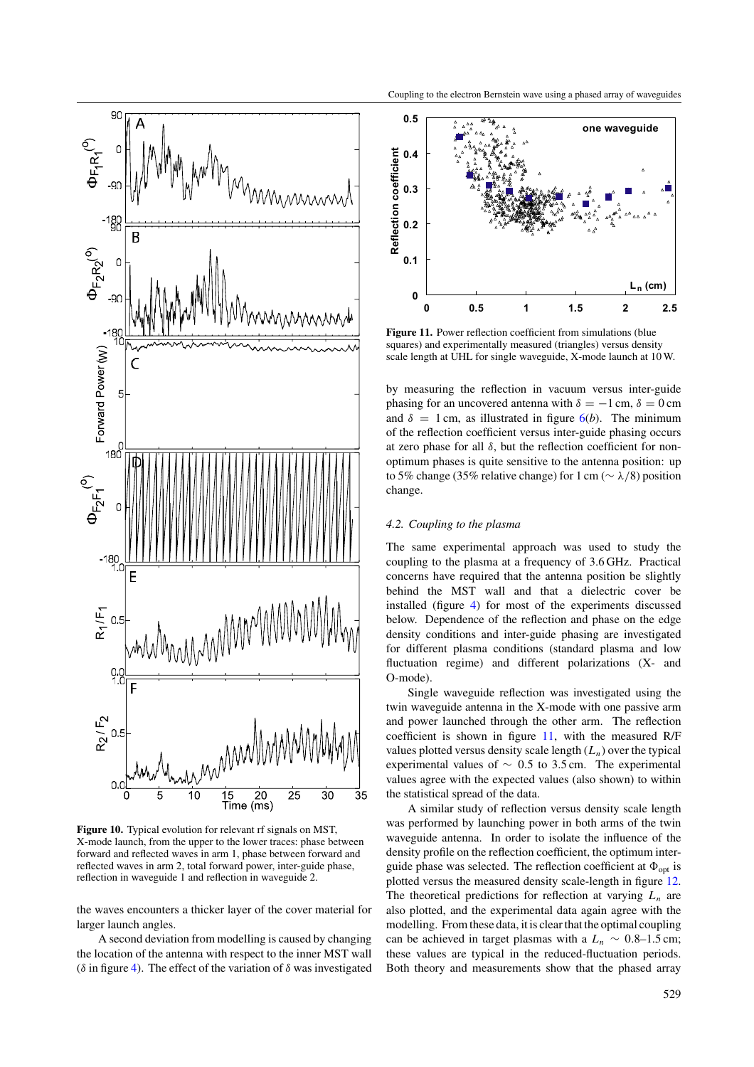**Figure 10.** Typical evolution for relevant rf signals on MST, X-mode launch, from the upper to the lower traces: phase between forward and reflected waves in arm 1, phase between forward and reflected waves in arm 2, total forward power, inter-guide phase, reflection in waveguide 1 and reflection in waveguide 2.

the waves encounters a thicker layer of the cover material for larger launch angles.

A second deviation from modelling is caused by changing the location of the antenna with respect to the inner MST wall ($\delta$ in figure 4). The effect of the variation of $\delta$ was investigated by measuring the reflection in vacuum versus inter-guide phasing for an uncovered antenna with $\delta = -1$ cm, $\delta = 0$ cm and $\delta = 1$ cm, as illustrated in figure 6(*b*). The minimum of the reflection coefficient versus inter-guide phasing occurs at zero phase for all $\delta$, but the reflection coefficient for non-optimum phases is quite sensitive to the antenna position: up to 5% change (35% relative change) for 1 cm ($\sim \lambda/8$) position change.

**Figure 11.** Power reflection coefficient from simulations (blue squares) and experimentally measured (triangles) versus density scale length at UHL for single waveguide, X-mode launch at 10 W.

### *4.2. Coupling to the plasma*

The same experimental approach was used to study the coupling to the plasma at a frequency of 3.6 GHz. Practical concerns have required that the antenna position be slightly behind the MST wall and that a dielectric cover be installed (figure 4) for most of the experiments discussed below. Dependence of the reflection and phase on the edge density conditions and inter-guide phasing are investigated for different plasma conditions (standard plasma and low fluctuation regime) and different polarizations (X- and O-mode).

Single waveguide reflection was investigated using the twin waveguide antenna in the X-mode with one passive arm and power launched through the other arm. The reflection coefficient is shown in figure 11, with the measured R/F values plotted versus density scale length ($L_n$) over the typical experimental values of $\sim$ 0.5 to 3.5 cm. The experimental values agree with the expected values (also shown) to within the statistical spread of the data.

A similar study of reflection versus density scale length was performed by launching power in both arms of the twin waveguide antenna. In order to isolate the influence of the density profile on the reflection coefficient, the optimum inter-guide phase was selected. The reflection coefficient at $\Phi_{opt}$ is plotted versus the measured density scale-length in figure 12. The theoretical predictions for reflection at varying $L_n$ are also plotted, and the experimental data again agree with the modelling. From these data, it is clear that the optimal coupling can be achieved in target plasmas with a $L_n \sim 0.8$–1.5 cm; these values are typical in the reduced-fluctuation periods. Both theory and measurements show that the phased array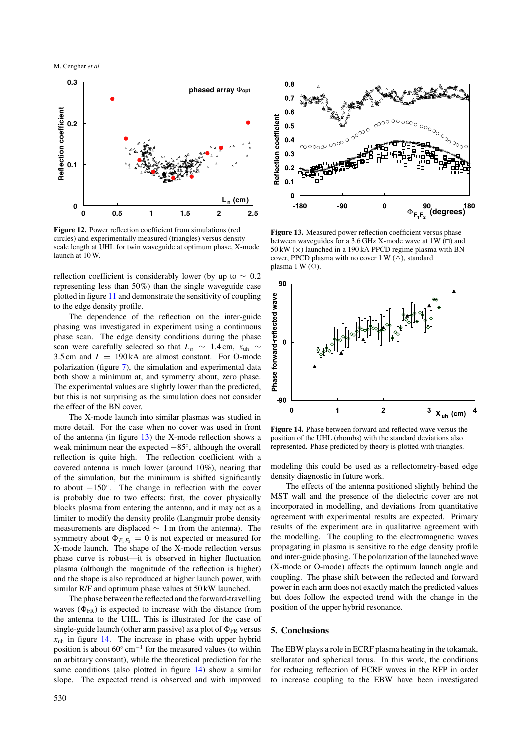**Figure 12.** Power reflection coefficient from simulations (red circles) and experimentally measured (triangles) versus density scale length at UHL for twin waveguide at optimum phase, X-mode launch at 10 W.

**Figure 13.** Measured power reflection coefficient versus phase between waveguides for a 3.6 GHz X-mode wave at 1W (□) and 50 kW (×) launched in a 190 kA PPCD regime plasma with BN cover, PPCD plasma with no cover 1 W (△), standard plasma 1 W (○).

**Figure 14.** Phase between forward and reflected wave versus the position of the UHL (rhombs) with the standard deviations also represented. Phase predicted by theory is plotted with triangles.

reflection coefficient is considerably lower (by up to $\sim 0.2$ representing less than 50%) than the single waveguide case plotted in figure 11 and demonstrate the sensitivity of coupling to the edge density profile.

The dependence of the reflection on the inter-guide phasing was investigated in experiment using a continuous phase scan. The edge density conditions during the phase scan were carefully selected so that $L_n \sim 1.4$ cm, $x_{\rm uh} \sim 3.5$ cm and $I = 190$ kA are almost constant. For O-mode polarization (figure 7), the simulation and experimental data both show a minimum at, and symmetry about, zero phase. The experimental values are slightly lower than the predicted, but this is not surprising as the simulation does not consider the effect of the BN cover.

The X-mode launch into similar plasmas was studied in more detail. For the case when no cover was used in front of the antenna (in figure 13) the X-mode reflection shows a weak minimum near the expected $-85°$, although the overall reflection is quite high. The reflection coefficient with a covered antenna is much lower (around 10%), nearing that of the simulation, but the minimum is shifted significantly to about $-150°$. The change in reflection with the cover is probably due to two effects: first, the cover physically blocks plasma from entering the antenna, and it may act as a limiter to modify the density profile (Langmuir probe density measurements are displaced $\sim 1$ m from the antenna). The symmetry about $\Phi_{F_1F_2} = 0$ is not expected or measured for X-mode launch. The shape of the X-mode reflection versus phase curve is robust—it is observed in higher fluctuation plasma (although the magnitude of the reflection is higher) and the shape is also reproduced at higher launch power, with similar R/F and optimum phase values at 50 kW launched.

The phase between the reflected and the forward-travelling waves ($\Phi_{\rm FR}$) is expected to increase with the distance from the antenna to the UHL. This is illustrated for the case of single-guide launch (other arm passive) as a plot of $\Phi_{\rm FR}$ versus $x_{\rm uh}$ in figure 14. The increase in phase with upper hybrid position is about $60°$ cm$^{-1}$ for the measured values (to within an arbitrary constant), while the theoretical prediction for the same conditions (also plotted in figure 14) show a similar slope. The expected trend is observed and with improved modeling this could be used as a reflectometry-based edge density diagnostic in future work.

The effects of the antenna positioned slightly behind the MST wall and the presence of the dielectric cover are not incorporated in modelling, and deviations from quantitative agreement with experimental results are expected. Primary results of the experiment are in qualitative agreement with the modelling. The coupling to the electromagnetic waves propagating in plasma is sensitive to the edge density profile and inter-guide phasing. The polarization of the launched wave (X-mode or O-mode) affects the optimum launch angle and coupling. The phase shift between the reflected and forward power in each arm does not exactly match the predicted values but does follow the expected trend with the change in the position of the upper hybrid resonance.

## 5. Conclusions

The EBW plays a role in ECRF plasma heating in the tokamak, stellarator and spherical torus. In this work, the conditions for reducing reflection of ECRF waves in the RFP in order to increase coupling to the EBW have been investigated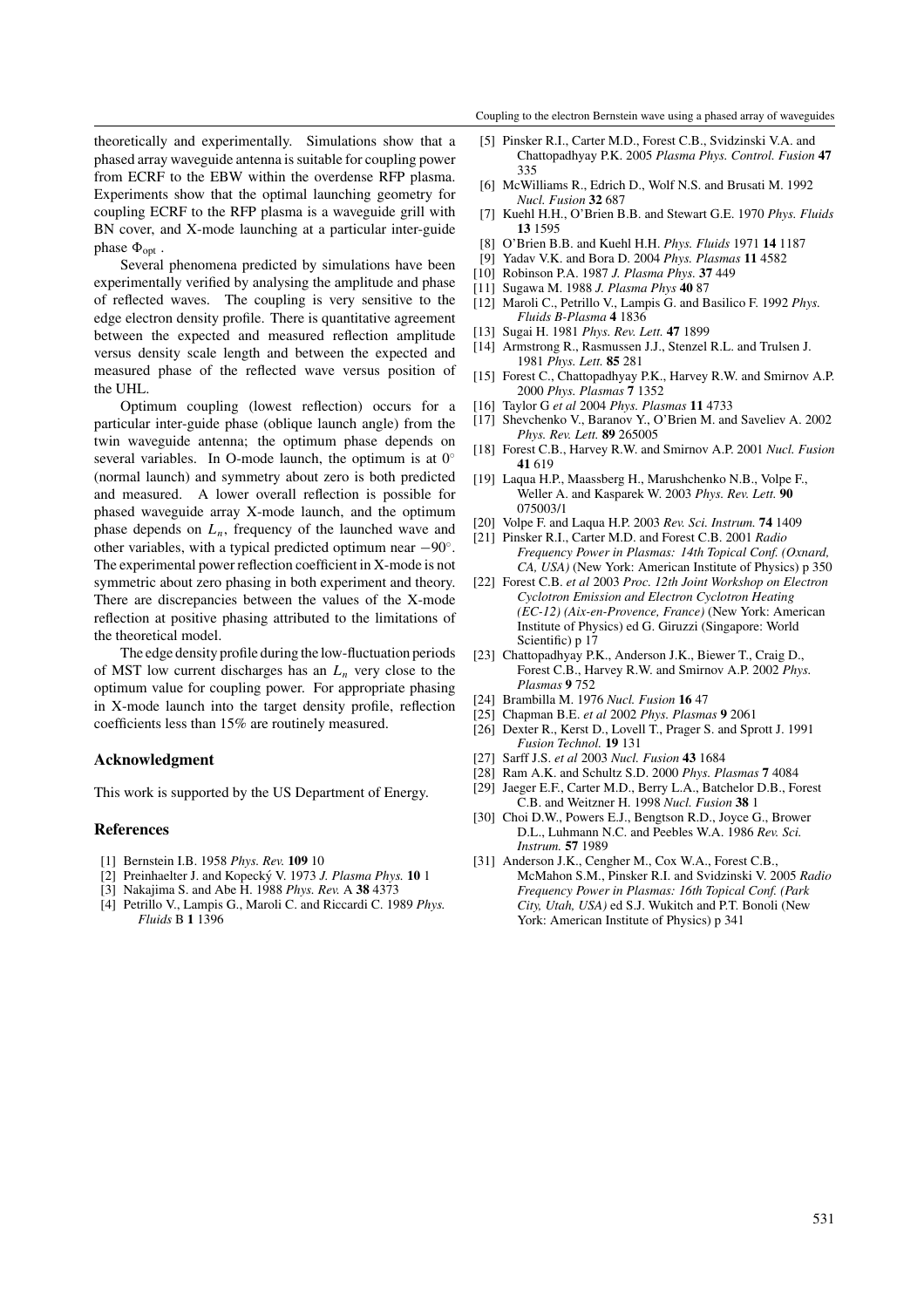theoretically and experimentally. Simulations show that a phased array waveguide antenna is suitable for coupling power from ECRF to the EBW within the overdense RFP plasma. Experiments show that the optimal launching geometry for coupling ECRF to the RFP plasma is a waveguide grill with BN cover, and X-mode launching at a particular inter-guide phase $\Phi_{\rm opt}$.

Several phenomena predicted by simulations have been experimentally verified by analysing the amplitude and phase of reflected waves. The coupling is very sensitive to the edge electron density profile. There is quantitative agreement between the expected and measured reflection amplitude versus density scale length and between the expected and measured phase of the reflected wave versus position of the UHL.

Optimum coupling (lowest reflection) occurs for a particular inter-guide phase (oblique launch angle) from the twin waveguide antenna; the optimum phase depends on several variables. In O-mode launch, the optimum is at $0^\circ$ (normal launch) and symmetry about zero is both predicted and measured. A lower overall reflection is possible for phased waveguide array X-mode launch, and the optimum phase depends on $L_n$, frequency of the launched wave and other variables, with a typical predicted optimum near $-90^\circ$. The experimental power reflection coefficient in X-mode is not symmetric about zero phasing in both experiment and theory. There are discrepancies between the values of the X-mode reflection at positive phasing attributed to the limitations of the theoretical model.

The edge density profile during the low-fluctuation periods of MST low current discharges has an $L_n$ very close to the optimum value for coupling power. For appropriate phasing in X-mode launch into the target density profile, reflection coefficients less than 15% are routinely measured.

## Acknowledgment

This work is supported by the US Department of Energy.

## References

[1] Bernstein I.B. 1958 *Phys. Rev.* **109** 10

[2] Preinhaelter J. and Kopecký V. 1973 *J. Plasma Phys.* **10** 1

[3] Nakajima S. and Abe H. 1988 *Phys. Rev.* A **38** 4373

[4] Petrillo V., Lampis G., Maroli C. and Riccardi C. 1989 *Phys. Fluids* B **1** 1396

[5] Pinsker R.I., Carter M.D., Forest C.B., Svidzinski V.A. and Chattopadhyay P.K. 2005 *Plasma Phys. Control. Fusion* **47** 335

[6] McWilliams R., Edrich D., Wolf N.S. and Brusati M. 1992 *Nucl. Fusion* **32** 687

[7] Kuehl H.H., O'Brien B.B. and Stewart G.E. 1970 *Phys. Fluids* **13** 1595

[8] O'Brien B.B. and Kuehl H.H. *Phys. Fluids* 1971 **14** 1187

[9] Yadav V.K. and Bora D. 2004 *Phys. Plasmas* **11** 4582

[10] Robinson P.A. 1987 *J. Plasma Phys.* **37** 449

[11] Sugawa M. 1988 *J. Plasma Phys* **40** 87

[12] Maroli C., Petrillo V., Lampis G. and Basilico F. 1992 *Phys. Fluids B-Plasma* **4** 1836

[13] Sugai H. 1981 *Phys. Rev. Lett.* **47** 1899

[14] Armstrong R., Rasmussen J.J., Stenzel R.L. and Trulsen J. 1981 *Phys. Lett.* **85** 281

[15] Forest C., Chattopadhyay P.K., Harvey R.W. and Smirnov A.P. 2000 *Phys. Plasmas* **7** 1352

[16] Taylor G *et al* 2004 *Phys. Plasmas* **11** 4733

[17] Shevchenko V., Baranov Y., O'Brien M. and Saveliev A. 2002 *Phys. Rev. Lett.* **89** 265005

[18] Forest C.B., Harvey R.W. and Smirnov A.P. 2001 *Nucl. Fusion* **41** 619

[19] Laqua H.P., Maassberg H., Marushchenko N.B., Volpe F., Weller A. and Kasparek W. 2003 *Phys. Rev. Lett.* **90** 075003/1

[20] Volpe F. and Laqua H.P. 2003 *Rev. Sci. Instrum.* **74** 1409

[21] Pinsker R.I., Carter M.D. and Forest C.B. 2001 *Radio Frequency Power in Plasmas: 14th Topical Conf. (Oxnard, CA, USA)* (New York: American Institute of Physics) p 350

[22] Forest C.B. *et al* 2003 *Proc. 12th Joint Workshop on Electron Cyclotron Emission and Electron Cyclotron Heating (EC-12) (Aix-en-Provence, France)* (New York: American Institute of Physics) ed G. Giruzzi (Singapore: World Scientific) p 17

[23] Chattopadhyay P.K., Anderson J.K., Biewer T., Craig D., Forest C.B., Harvey R.W. and Smirnov A.P. 2002 *Phys. Plasmas* **9** 752

[24] Brambilla M. 1976 *Nucl. Fusion* **16** 47

[25] Chapman B.E. *et al* 2002 *Phys. Plasmas* **9** 2061

[26] Dexter R., Kerst D., Lovell T., Prager S. and Sprott J. 1991 *Fusion Technol.* **19** 131

[27] Sarff J.S. *et al* 2003 *Nucl. Fusion* **43** 1684

[28] Ram A.K. and Schultz S.D. 2000 *Phys. Plasmas* **7** 4084

[29] Jaeger E.F., Carter M.D., Berry L.A., Batchelor D.B., Forest C.B. and Weitzner H. 1998 *Nucl. Fusion* **38** 1

[30] Choi D.W., Powers E.J., Bengtson R.D., Joyce G., Brower D.L., Luhmann N.C. and Peebles W.A. 1986 *Rev. Sci. Instrum.* **57** 1989

[31] Anderson J.K., Cengher M., Cox W.A., Forest C.B., McMahon S.M., Pinsker R.I. and Svidzinski V. 2005 *Radio Frequency Power in Plasmas: 16th Topical Conf. (Park City, Utah, USA)* ed S.J. Wukitch and P.T. Bonoli (New York: American Institute of Physics) p 341